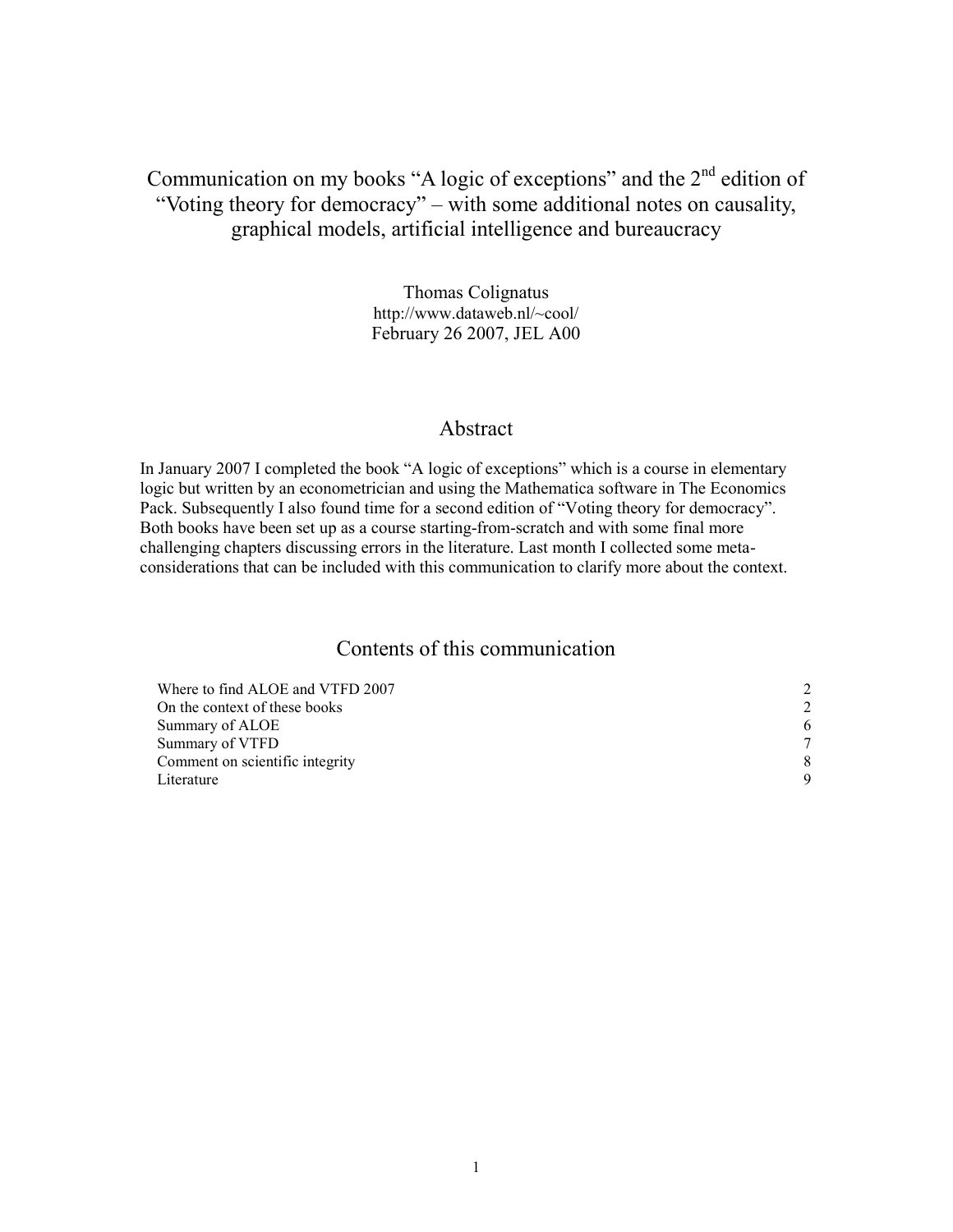# Communication on my books "A logic of exceptions" and the 2nd edition of "Voting theory for democracy" – with some additional notes on causality, graphical models, artificial intelligence and bureaucracy

Thomas Colignatus
http://www.dataweb.nl/~cool/
February 26 2007, JEL A00

## Abstract

In January 2007 I completed the book "A logic of exceptions" which is a course in elementary logic but written by an econometrician and using the Mathematica software in The Economics Pack. Subsequently I also found time for a second edition of "Voting theory for democracy". Both books have been set up as a course starting-from-scratch and with some final more challenging chapters discussing errors in the literature. Last month I collected some meta-considerations that can be included with this communication to clarify more about the context.

## Contents of this communication

| | |
|---|---|
| Where to find ALOE and VTFD 2007 | 2 |
| On the context of these books | 2 |
| Summary of ALOE | 6 |
| Summary of VTFD | 7 |
| Comment on scientific integrity | 8 |
| Literature | 9 |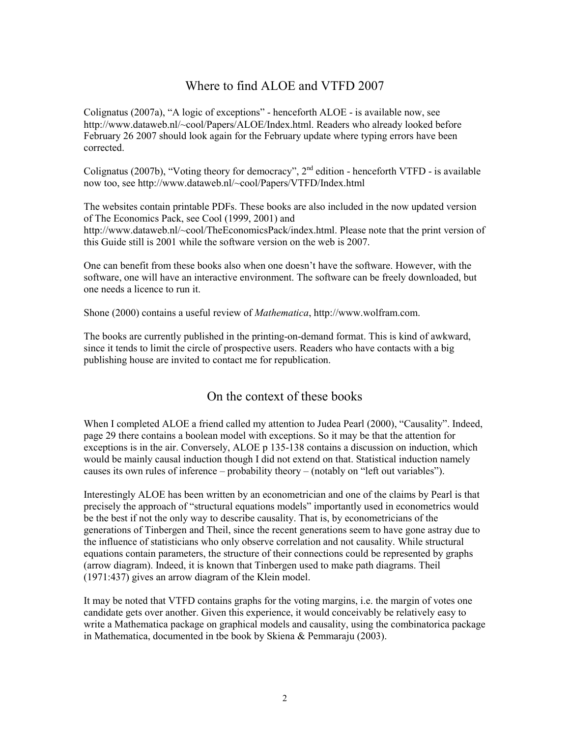## Where to find ALOE and VTFD 2007

Colignatus (2007a), "A logic of exceptions" - henceforth ALOE - is available now, see http://www.dataweb.nl/~cool/Papers/ALOE/Index.html. Readers who already looked before February 26 2007 should look again for the February update where typing errors have been corrected.

Colignatus (2007b), "Voting theory for democracy", 2nd edition - henceforth VTFD - is available now too, see http://www.dataweb.nl/~cool/Papers/VTFD/Index.html

The websites contain printable PDFs. These books are also included in the now updated version of The Economics Pack, see Cool (1999, 2001) and http://www.dataweb.nl/~cool/TheEconomicsPack/index.html. Please note that the print version of this Guide still is 2001 while the software version on the web is 2007.

One can benefit from these books also when one doesn't have the software. However, with the software, one will have an interactive environment. The software can be freely downloaded, but one needs a licence to run it.

Shone (2000) contains a useful review of *Mathematica*, http://www.wolfram.com.

The books are currently published in the printing-on-demand format. This is kind of awkward, since it tends to limit the circle of prospective users. Readers who have contacts with a big publishing house are invited to contact me for republication.

## On the context of these books

When I completed ALOE a friend called my attention to Judea Pearl (2000), "Causality". Indeed, page 29 there contains a boolean model with exceptions. So it may be that the attention for exceptions is in the air. Conversely, ALOE p 135-138 contains a discussion on induction, which would be mainly causal induction though I did not extend on that. Statistical induction namely causes its own rules of inference – probability theory – (notably on "left out variables").

Interestingly ALOE has been written by an econometrician and one of the claims by Pearl is that precisely the approach of "structural equations models" importantly used in econometrics would be the best if not the only way to describe causality. That is, by econometricians of the generations of Tinbergen and Theil, since the recent generations seem to have gone astray due to the influence of statisticians who only observe correlation and not causality. While structural equations contain parameters, the structure of their connections could be represented by graphs (arrow diagram). Indeed, it is known that Tinbergen used to make path diagrams. Theil (1971:437) gives an arrow diagram of the Klein model.

It may be noted that VTFD contains graphs for the voting margins, i.e. the margin of votes one candidate gets over another. Given this experience, it would conceivably be relatively easy to write a Mathematica package on graphical models and causality, using the combinatorica package in Mathematica, documented in tbe book by Skiena & Pemmaraju (2003).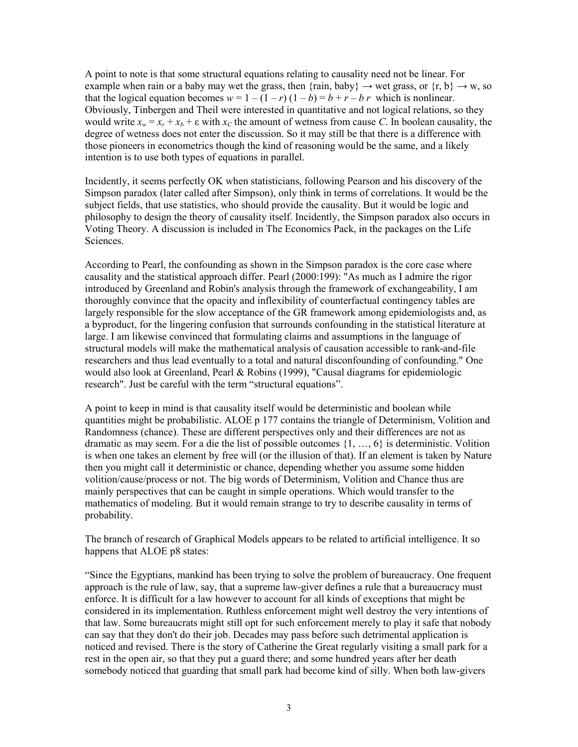A point to note is that some structural equations relating to causality need not be linear. For example when rain or a baby may wet the grass, then {rain, baby} → wet grass, or {r, b} → w, so that the logical equation becomes $w = 1 - (1 - r)(1 - b) = b + r - b\,r$ which is nonlinear. Obviously, Tinbergen and Theil were interested in quantitative and not logical relations, so they would write $x_w = x_r + x_b + \varepsilon$ with $x_C$ the amount of wetness from cause *C*. In boolean causality, the degree of wetness does not enter the discussion. So it may still be that there is a difference with those pioneers in econometrics though the kind of reasoning would be the same, and a likely intention is to use both types of equations in parallel.

Incidentally, it seems perfectly OK when statisticians, following Pearson and his discovery of the Simpson paradox (later called after Simpson), only think in terms of correlations. It would be the subject fields, that use statistics, who should provide the causality. But it would be logic and philosophy to design the theory of causality itself. Incidentally, the Simpson paradox also occurs in Voting Theory. A discussion is included in The Economics Pack, in the packages on the Life Sciences.

According to Pearl, the confounding as shown in the Simpson paradox is the core case where causality and the statistical approach differ. Pearl (2000:199): "As much as I admire the rigor introduced by Greenland and Robin's analysis through the framework of exchangeability, I am thoroughly convince that the opacity and inflexibility of counterfactual contingency tables are largely responsible for the slow acceptance of the GR framework among epidemiologists and, as a byproduct, for the lingering confusion that surrounds confounding in the statistical literature at large. I am likewise convinced that formulating claims and assumptions in the language of structural models will make the mathematical analysis of causation accessible to rank-and-file researchers and thus lead eventually to a total and natural disconfounding of confounding." One would also look at Greenland, Pearl & Robins (1999), "Causal diagrams for epidemiologic research". Just be careful with the term "structural equations".

A point to keep in mind is that causality itself would be deterministic and boolean while quantities might be probabilistic. ALOE p 177 contains the triangle of Determinism, Volition and Randomness (chance). These are different perspectives only and their differences are not as dramatic as may seem. For a die the list of possible outcomes {1, …, 6} is deterministic. Volition is when one takes an element by free will (or the illusion of that). If an element is taken by Nature then you might call it deterministic or chance, depending whether you assume some hidden volition/cause/process or not. The big words of Determinism, Volition and Chance thus are mainly perspectives that can be caught in simple operations. Which would transfer to the mathematics of modeling. But it would remain strange to try to describe causality in terms of probability.

The branch of research of Graphical Models appears to be related to artificial intelligence. It so happens that ALOE p8 states:

"Since the Egyptians, mankind has been trying to solve the problem of bureaucracy. One frequent approach is the rule of law, say, that a supreme law-giver defines a rule that a bureaucracy must enforce. It is difficult for a law however to account for all kinds of exceptions that might be considered in its implementation. Ruthless enforcement might well destroy the very intentions of that law. Some bureaucrats might still opt for such enforcement merely to play it safe that nobody can say that they don't do their job. Decades may pass before such detrimental application is noticed and revised. There is the story of Catherine the Great regularly visiting a small park for a rest in the open air, so that they put a guard there; and some hundred years after her death somebody noticed that guarding that small park had become kind of silly. When both law-givers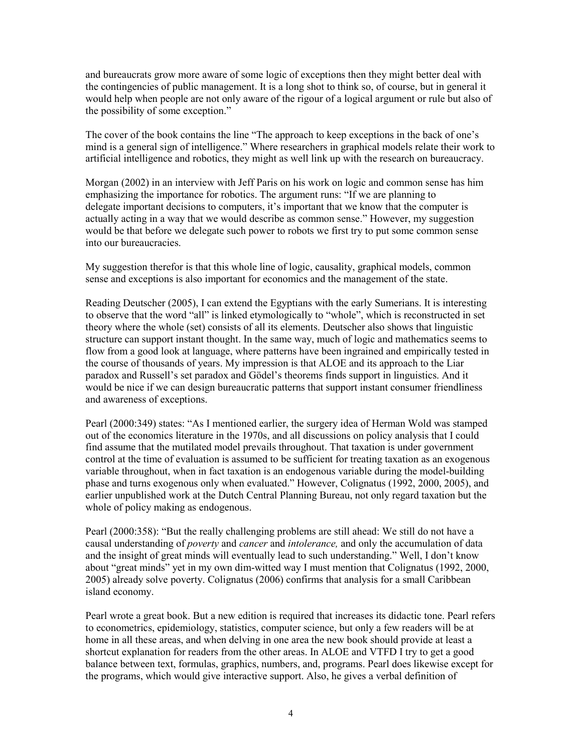and bureaucrats grow more aware of some logic of exceptions then they might better deal with the contingencies of public management. It is a long shot to think so, of course, but in general it would help when people are not only aware of the rigour of a logical argument or rule but also of the possibility of some exception."

The cover of the book contains the line "The approach to keep exceptions in the back of one's mind is a general sign of intelligence." Where researchers in graphical models relate their work to artificial intelligence and robotics, they might as well link up with the research on bureaucracy.

Morgan (2002) in an interview with Jeff Paris on his work on logic and common sense has him emphasizing the importance for robotics. The argument runs: "If we are planning to delegate important decisions to computers, it's important that we know that the computer is actually acting in a way that we would describe as common sense." However, my suggestion would be that before we delegate such power to robots we first try to put some common sense into our bureaucracies.

My suggestion therefor is that this whole line of logic, causality, graphical models, common sense and exceptions is also important for economics and the management of the state.

Reading Deutscher (2005), I can extend the Egyptians with the early Sumerians. It is interesting to observe that the word "all" is linked etymologically to "whole", which is reconstructed in set theory where the whole (set) consists of all its elements. Deutscher also shows that linguistic structure can support instant thought. In the same way, much of logic and mathematics seems to flow from a good look at language, where patterns have been ingrained and empirically tested in the course of thousands of years. My impression is that ALOE and its approach to the Liar paradox and Russell's set paradox and Gödel's theorems finds support in linguistics. And it would be nice if we can design bureaucratic patterns that support instant consumer friendliness and awareness of exceptions.

Pearl (2000:349) states: "As I mentioned earlier, the surgery idea of Herman Wold was stamped out of the economics literature in the 1970s, and all discussions on policy analysis that I could find assume that the mutilated model prevails throughout. That taxation is under government control at the time of evaluation is assumed to be sufficient for treating taxation as an exogenous variable throughout, when in fact taxation is an endogenous variable during the model-building phase and turns exogenous only when evaluated." However, Colignatus (1992, 2000, 2005), and earlier unpublished work at the Dutch Central Planning Bureau, not only regard taxation but the whole of policy making as endogenous.

Pearl (2000:358): "But the really challenging problems are still ahead: We still do not have a causal understanding of *poverty* and *cancer* and *intolerance,* and only the accumulation of data and the insight of great minds will eventually lead to such understanding." Well, I don't know about "great minds" yet in my own dim-witted way I must mention that Colignatus (1992, 2000, 2005) already solve poverty. Colignatus (2006) confirms that analysis for a small Caribbean island economy.

Pearl wrote a great book. But a new edition is required that increases its didactic tone. Pearl refers to econometrics, epidemiology, statistics, computer science, but only a few readers will be at home in all these areas, and when delving in one area the new book should provide at least a shortcut explanation for readers from the other areas. In ALOE and VTFD I try to get a good balance between text, formulas, graphics, numbers, and, programs. Pearl does likewise except for the programs, which would give interactive support. Also, he gives a verbal definition of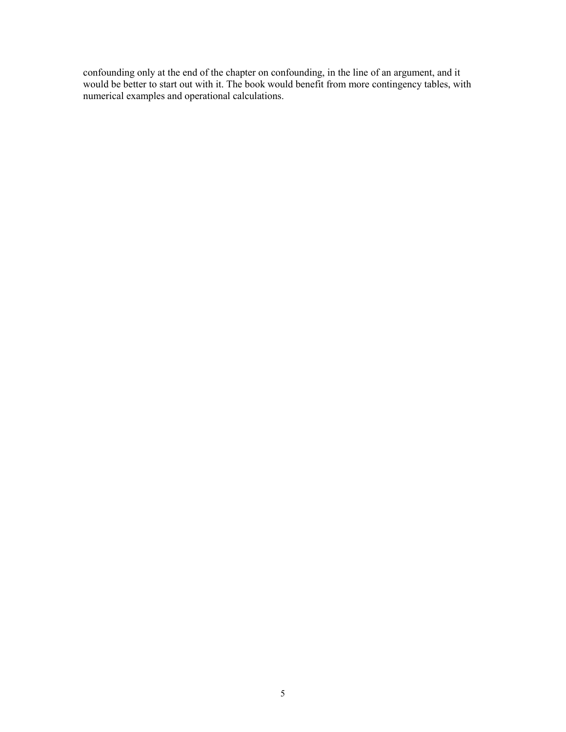confounding only at the end of the chapter on confounding, in the line of an argument, and it would be better to start out with it. The book would benefit from more contingency tables, with numerical examples and operational calculations.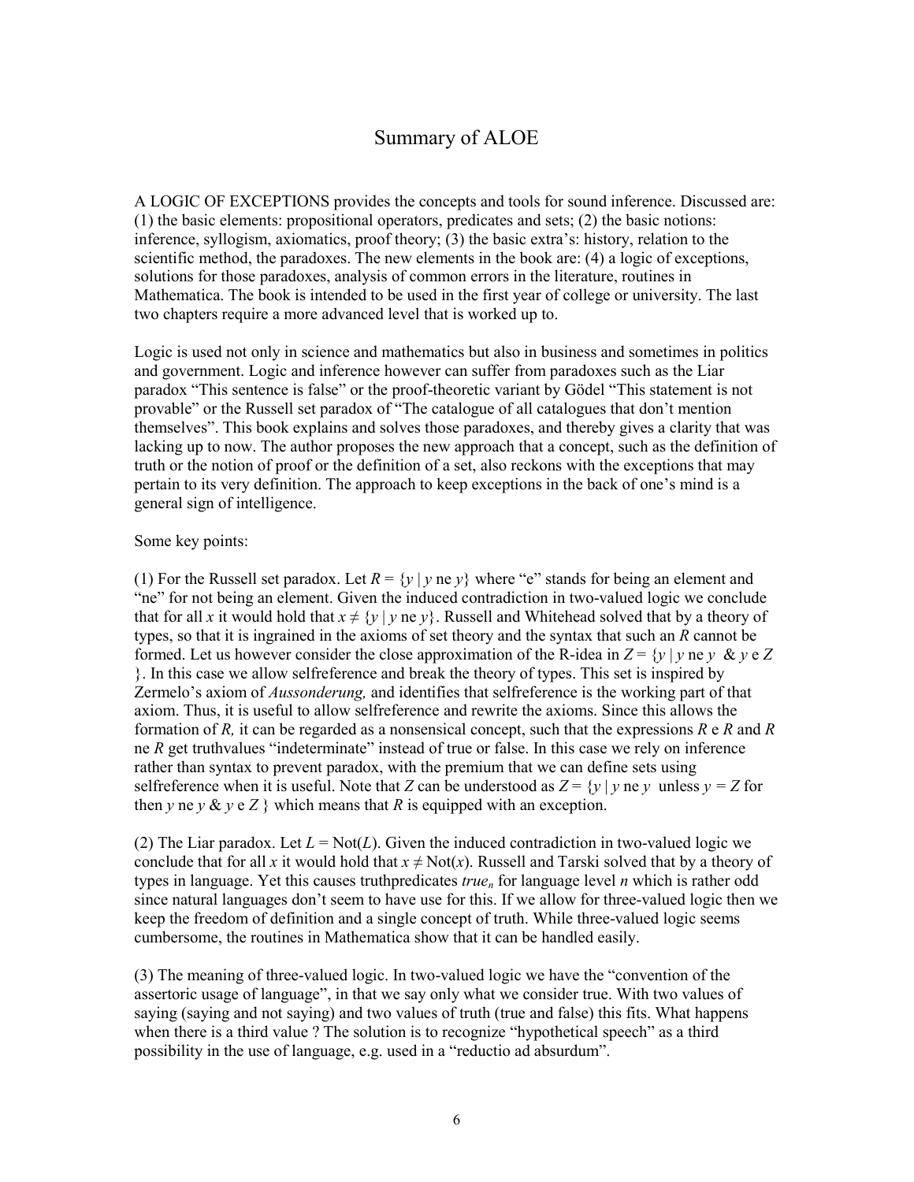# Summary of ALOE

A LOGIC OF EXCEPTIONS provides the concepts and tools for sound inference. Discussed are: (1) the basic elements: propositional operators, predicates and sets; (2) the basic notions: inference, syllogism, axiomatics, proof theory; (3) the basic extra's: history, relation to the scientific method, the paradoxes. The new elements in the book are: (4) a logic of exceptions, solutions for those paradoxes, analysis of common errors in the literature, routines in Mathematica. The book is intended to be used in the first year of college or university. The last two chapters require a more advanced level that is worked up to.

Logic is used not only in science and mathematics but also in business and sometimes in politics and government. Logic and inference however can suffer from paradoxes such as the Liar paradox "This sentence is false" or the proof-theoretic variant by Gödel "This statement is not provable" or the Russell set paradox of "The catalogue of all catalogues that don't mention themselves". This book explains and solves those paradoxes, and thereby gives a clarity that was lacking up to now. The author proposes the new approach that a concept, such as the definition of truth or the notion of proof or the definition of a set, also reckons with the exceptions that may pertain to its very definition. The approach to keep exceptions in the back of one's mind is a general sign of intelligence.

Some key points:

(1) For the Russell set paradox. Let $R = \{y \mid y \text{ ne } y\}$ where "e" stands for being an element and "ne" for not being an element. Given the induced contradiction in two-valued logic we conclude that for all $x$ it would hold that $x \neq \{y \mid y \text{ ne } y\}$. Russell and Whitehead solved that by a theory of types, so that it is ingrained in the axioms of set theory and the syntax that such an $R$ cannot be formed. Let us however consider the close approximation of the R-idea in $Z = \{y \mid y \text{ ne } y \;\&\; y \text{ e } Z\}$. In this case we allow selfreference and break the theory of types. This set is inspired by Zermelo's axiom of *Aussonderung,* and identifies that selfreference is the working part of that axiom. Thus, it is useful to allow selfreference and rewrite the axioms. Since this allows the formation of $R$, it can be regarded as a nonsensical concept, such that the expressions $R$ e $R$ and $R$ ne $R$ get truthvalues "indeterminate" instead of true or false. In this case we rely on inference rather than syntax to prevent paradox, with the premium that we can define sets using selfreference when it is useful. Note that $Z$ can be understood as $Z = \{y \mid y \text{ ne } y \text{ unless } y = Z \text{ for then } y \text{ ne } y \;\&\; y \text{ e } Z\}$ which means that $R$ is equipped with an exception.

(2) The Liar paradox. Let $L = \text{Not}(L)$. Given the induced contradiction in two-valued logic we conclude that for all $x$ it would hold that $x \neq \text{Not}(x)$. Russell and Tarski solved that by a theory of types in language. Yet this causes truthpredicates $true_n$ for language level $n$ which is rather odd since natural languages don't seem to have use for this. If we allow for three-valued logic then we keep the freedom of definition and a single concept of truth. While three-valued logic seems cumbersome, the routines in Mathematica show that it can be handled easily.

(3) The meaning of three-valued logic. In two-valued logic we have the "convention of the assertoric usage of language", in that we say only what we consider true. With two values of saying (saying and not saying) and two values of truth (true and false) this fits. What happens when there is a third value ? The solution is to recognize "hypothetical speech" as a third possibility in the use of language, e.g. used in a "reductio ad absurdum".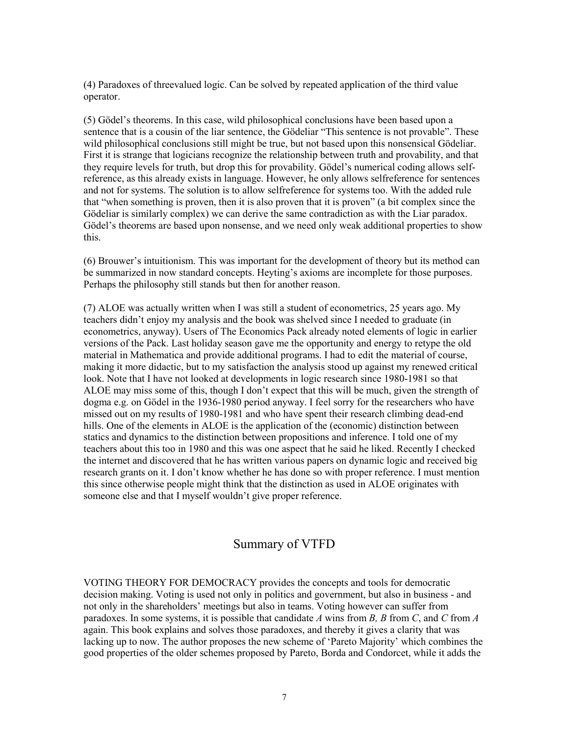(4) Paradoxes of threevalued logic. Can be solved by repeated application of the third value operator.

(5) Gödel's theorems. In this case, wild philosophical conclusions have been based upon a sentence that is a cousin of the liar sentence, the Gödeliar "This sentence is not provable". These wild philosophical conclusions still might be true, but not based upon this nonsensical Gödeliar. First it is strange that logicians recognize the relationship between truth and provability, and that they require levels for truth, but drop this for provability. Gödel's numerical coding allows self-reference, as this already exists in language. However, he only allows selfreference for sentences and not for systems. The solution is to allow selfreference for systems too. With the added rule that "when something is proven, then it is also proven that it is proven" (a bit complex since the Gödeliar is similarly complex) we can derive the same contradiction as with the Liar paradox. Gödel's theorems are based upon nonsense, and we need only weak additional properties to show this.

(6) Brouwer's intuitionism. This was important for the development of theory but its method can be summarized in now standard concepts. Heyting's axioms are incomplete for those purposes. Perhaps the philosophy still stands but then for another reason.

(7) ALOE was actually written when I was still a student of econometrics, 25 years ago. My teachers didn't enjoy my analysis and the book was shelved since I needed to graduate (in econometrics, anyway). Users of The Economics Pack already noted elements of logic in earlier versions of the Pack. Last holiday season gave me the opportunity and energy to retype the old material in Mathematica and provide additional programs. I had to edit the material of course, making it more didactic, but to my satisfaction the analysis stood up against my renewed critical look. Note that I have not looked at developments in logic research since 1980-1981 so that ALOE may miss some of this, though I don't expect that this will be much, given the strength of dogma e.g. on Gödel in the 1936-1980 period anyway. I feel sorry for the researchers who have missed out on my results of 1980-1981 and who have spent their research climbing dead-end hills. One of the elements in ALOE is the application of the (economic) distinction between statics and dynamics to the distinction between propositions and inference. I told one of my teachers about this too in 1980 and this was one aspect that he said he liked. Recently I checked the internet and discovered that he has written various papers on dynamic logic and received big research grants on it. I don't know whether he has done so with proper reference. I must mention this since otherwise people might think that the distinction as used in ALOE originates with someone else and that I myself wouldn't give proper reference.

## Summary of VTFD

VOTING THEORY FOR DEMOCRACY provides the concepts and tools for democratic decision making. Voting is used not only in politics and government, but also in business - and not only in the shareholders' meetings but also in teams. Voting however can suffer from paradoxes. In some systems, it is possible that candidate *A* wins from *B, B* from *C*, and *C* from *A* again. This book explains and solves those paradoxes, and thereby it gives a clarity that was lacking up to now. The author proposes the new scheme of 'Pareto Majority' which combines the good properties of the older schemes proposed by Pareto, Borda and Condorcet, while it adds the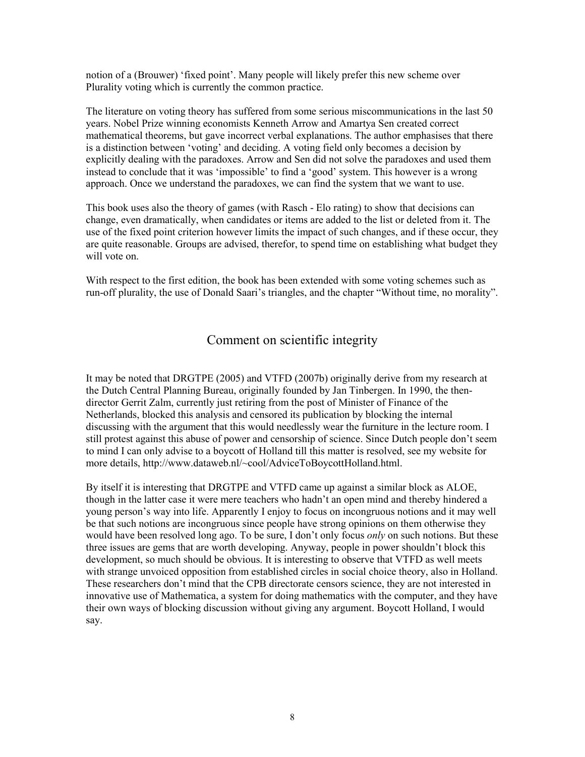notion of a (Brouwer) 'fixed point'. Many people will likely prefer this new scheme over Plurality voting which is currently the common practice.

The literature on voting theory has suffered from some serious miscommunications in the last 50 years. Nobel Prize winning economists Kenneth Arrow and Amartya Sen created correct mathematical theorems, but gave incorrect verbal explanations. The author emphasises that there is a distinction between 'voting' and deciding. A voting field only becomes a decision by explicitly dealing with the paradoxes. Arrow and Sen did not solve the paradoxes and used them instead to conclude that it was 'impossible' to find a 'good' system. This however is a wrong approach. Once we understand the paradoxes, we can find the system that we want to use.

This book uses also the theory of games (with Rasch - Elo rating) to show that decisions can change, even dramatically, when candidates or items are added to the list or deleted from it. The use of the fixed point criterion however limits the impact of such changes, and if these occur, they are quite reasonable. Groups are advised, therefor, to spend time on establishing what budget they will vote on.

With respect to the first edition, the book has been extended with some voting schemes such as run-off plurality, the use of Donald Saari's triangles, and the chapter "Without time, no morality".

## Comment on scientific integrity

It may be noted that DRGTPE (2005) and VTFD (2007b) originally derive from my research at the Dutch Central Planning Bureau, originally founded by Jan Tinbergen. In 1990, the then-director Gerrit Zalm, currently just retiring from the post of Minister of Finance of the Netherlands, blocked this analysis and censored its publication by blocking the internal discussing with the argument that this would needlessly wear the furniture in the lecture room. I still protest against this abuse of power and censorship of science. Since Dutch people don't seem to mind I can only advise to a boycott of Holland till this matter is resolved, see my website for more details, http://www.dataweb.nl/~cool/AdviceToBoycottHolland.html.

By itself it is interesting that DRGTPE and VTFD came up against a similar block as ALOE, though in the latter case it were mere teachers who hadn't an open mind and thereby hindered a young person's way into life. Apparently I enjoy to focus on incongruous notions and it may well be that such notions are incongruous since people have strong opinions on them otherwise they would have been resolved long ago. To be sure, I don't only focus *only* on such notions. But these three issues are gems that are worth developing. Anyway, people in power shouldn't block this development, so much should be obvious. It is interesting to observe that VTFD as well meets with strange unvoiced opposition from established circles in social choice theory, also in Holland. These researchers don't mind that the CPB directorate censors science, they are not interested in innovative use of Mathematica, a system for doing mathematics with the computer, and they have their own ways of blocking discussion without giving any argument. Boycott Holland, I would say.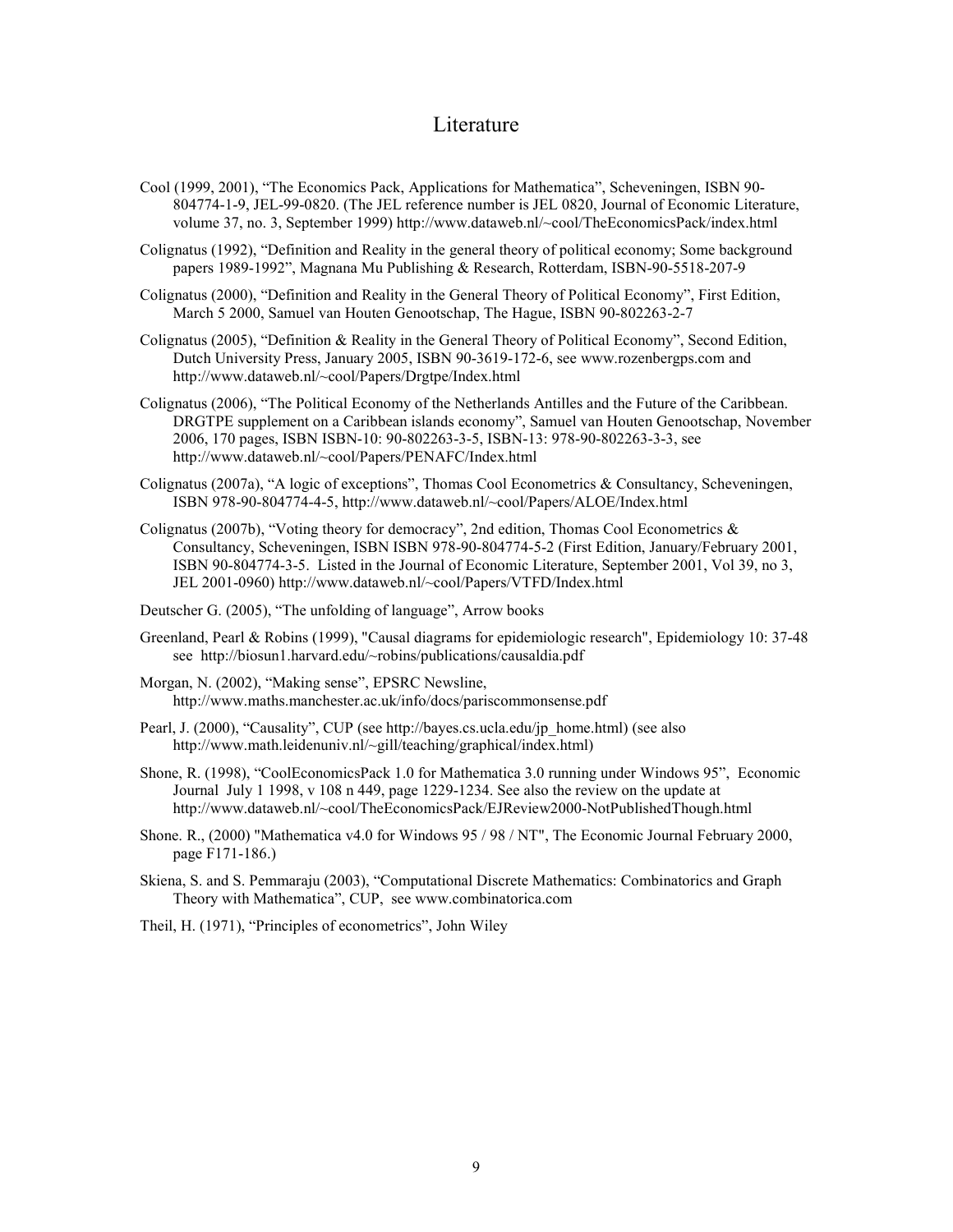# Literature

Cool (1999, 2001), "The Economics Pack, Applications for Mathematica", Scheveningen, ISBN 90-804774-1-9, JEL-99-0820. (The JEL reference number is JEL 0820, Journal of Economic Literature, volume 37, no. 3, September 1999) http://www.dataweb.nl/~cool/TheEconomicsPack/index.html

Colignatus (1992), "Definition and Reality in the general theory of political economy; Some background papers 1989-1992", Magnana Mu Publishing & Research, Rotterdam, ISBN-90-5518-207-9

Colignatus (2000), "Definition and Reality in the General Theory of Political Economy", First Edition, March 5 2000, Samuel van Houten Genootschap, The Hague, ISBN 90-802263-2-7

Colignatus (2005), "Definition & Reality in the General Theory of Political Economy", Second Edition, Dutch University Press, January 2005, ISBN 90-3619-172-6, see www.rozenbergps.com and http://www.dataweb.nl/~cool/Papers/Drgtpe/Index.html

Colignatus (2006), "The Political Economy of the Netherlands Antilles and the Future of the Caribbean. DRGTPE supplement on a Caribbean islands economy", Samuel van Houten Genootschap, November 2006, 170 pages, ISBN ISBN-10: 90-802263-3-5, ISBN-13: 978-90-802263-3-3, see http://www.dataweb.nl/~cool/Papers/PENAFC/Index.html

Colignatus (2007a), "A logic of exceptions", Thomas Cool Econometrics & Consultancy, Scheveningen, ISBN 978-90-804774-4-5, http://www.dataweb.nl/~cool/Papers/ALOE/Index.html

Colignatus (2007b), "Voting theory for democracy", 2nd edition, Thomas Cool Econometrics & Consultancy, Scheveningen, ISBN ISBN 978-90-804774-5-2 (First Edition, January/February 2001, ISBN 90-804774-3-5. Listed in the Journal of Economic Literature, September 2001, Vol 39, no 3, JEL 2001-0960) http://www.dataweb.nl/~cool/Papers/VTFD/Index.html

Deutscher G. (2005), "The unfolding of language", Arrow books

Greenland, Pearl & Robins (1999), "Causal diagrams for epidemiologic research", Epidemiology 10: 37-48 see http://biosun1.harvard.edu/~robins/publications/causaldia.pdf

Morgan, N. (2002), "Making sense", EPSRC Newsline, http://www.maths.manchester.ac.uk/info/docs/pariscommonsense.pdf

Pearl, J. (2000), "Causality", CUP (see http://bayes.cs.ucla.edu/jp_home.html) (see also http://www.math.leidenuniv.nl/~gill/teaching/graphical/index.html)

Shone, R. (1998), "CoolEconomicsPack 1.0 for Mathematica 3.0 running under Windows 95", Economic Journal July 1 1998, v 108 n 449, page 1229-1234. See also the review on the update at http://www.dataweb.nl/~cool/TheEconomicsPack/EJReview2000-NotPublishedThough.html

Shone. R., (2000) "Mathematica v4.0 for Windows 95 / 98 / NT", The Economic Journal February 2000, page F171-186.)

Skiena, S. and S. Pemmaraju (2003), "Computational Discrete Mathematics: Combinatorics and Graph Theory with Mathematica", CUP, see www.combinatorica.com

Theil, H. (1971), "Principles of econometrics", John Wiley